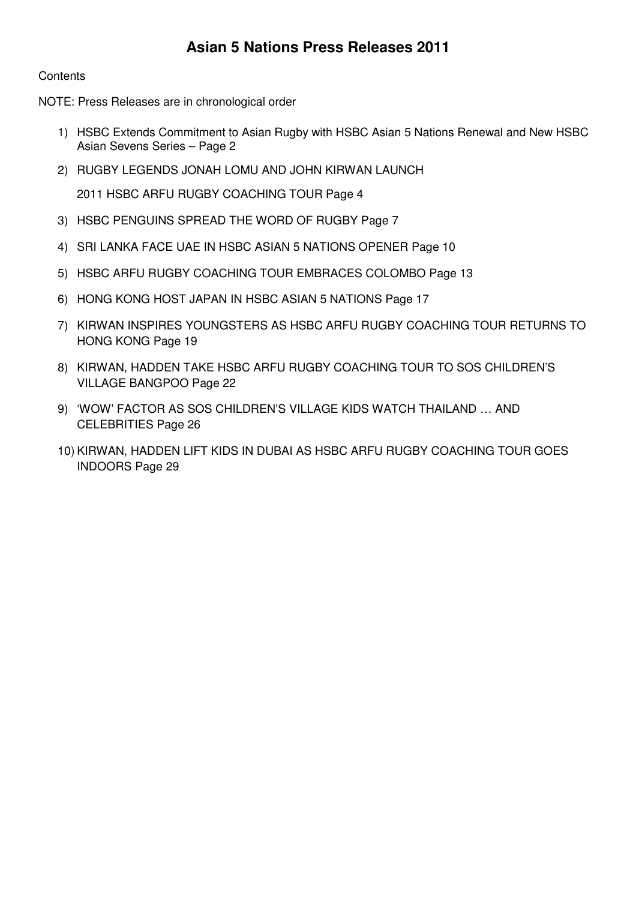# Asian 5 Nations Press Releases 2011

Contents

NOTE: Press Releases are in chronological order

1) HSBC Extends Commitment to Asian Rugby with HSBC Asian 5 Nations Renewal and New HSBC Asian Sevens Series – Page 2
2) RUGBY LEGENDS JONAH LOMU AND JOHN KIRWAN LAUNCH

   2011 HSBC ARFU RUGBY COACHING TOUR Page 4
3) HSBC PENGUINS SPREAD THE WORD OF RUGBY Page 7
4) SRI LANKA FACE UAE IN HSBC ASIAN 5 NATIONS OPENER Page 10
5) HSBC ARFU RUGBY COACHING TOUR EMBRACES COLOMBO Page 13
6) HONG KONG HOST JAPAN IN HSBC ASIAN 5 NATIONS Page 17
7) KIRWAN INSPIRES YOUNGSTERS AS HSBC ARFU RUGBY COACHING TOUR RETURNS TO HONG KONG Page 19
8) KIRWAN, HADDEN TAKE HSBC ARFU RUGBY COACHING TOUR TO SOS CHILDREN'S VILLAGE BANGPOO Page 22
9) 'WOW' FACTOR AS SOS CHILDREN'S VILLAGE KIDS WATCH THAILAND … AND CELEBRITIES Page 26
10) KIRWAN, HADDEN LIFT KIDS IN DUBAI AS HSBC ARFU RUGBY COACHING TOUR GOES INDOORS Page 29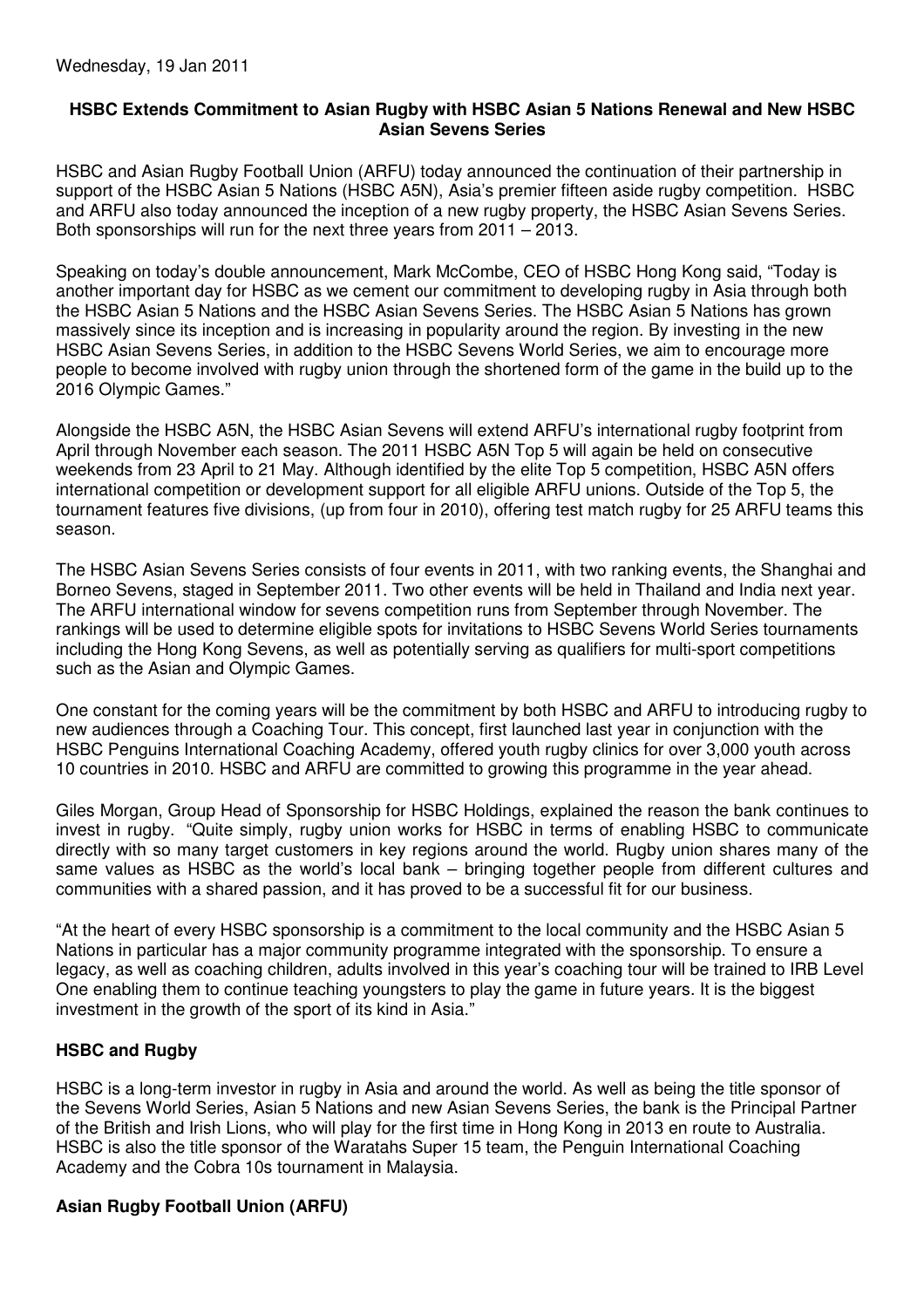Wednesday, 19 Jan 2011

**HSBC Extends Commitment to Asian Rugby with HSBC Asian 5 Nations Renewal and New HSBC Asian Sevens Series**

HSBC and Asian Rugby Football Union (ARFU) today announced the continuation of their partnership in support of the HSBC Asian 5 Nations (HSBC A5N), Asia's premier fifteen aside rugby competition. HSBC and ARFU also today announced the inception of a new rugby property, the HSBC Asian Sevens Series. Both sponsorships will run for the next three years from 2011 – 2013.

Speaking on today's double announcement, Mark McCombe, CEO of HSBC Hong Kong said, "Today is another important day for HSBC as we cement our commitment to developing rugby in Asia through both the HSBC Asian 5 Nations and the HSBC Asian Sevens Series. The HSBC Asian 5 Nations has grown massively since its inception and is increasing in popularity around the region. By investing in the new HSBC Asian Sevens Series, in addition to the HSBC Sevens World Series, we aim to encourage more people to become involved with rugby union through the shortened form of the game in the build up to the 2016 Olympic Games."

Alongside the HSBC A5N, the HSBC Asian Sevens will extend ARFU's international rugby footprint from April through November each season. The 2011 HSBC A5N Top 5 will again be held on consecutive weekends from 23 April to 21 May. Although identified by the elite Top 5 competition, HSBC A5N offers international competition or development support for all eligible ARFU unions. Outside of the Top 5, the tournament features five divisions, (up from four in 2010), offering test match rugby for 25 ARFU teams this season.

The HSBC Asian Sevens Series consists of four events in 2011, with two ranking events, the Shanghai and Borneo Sevens, staged in September 2011. Two other events will be held in Thailand and India next year. The ARFU international window for sevens competition runs from September through November. The rankings will be used to determine eligible spots for invitations to HSBC Sevens World Series tournaments including the Hong Kong Sevens, as well as potentially serving as qualifiers for multi-sport competitions such as the Asian and Olympic Games.

One constant for the coming years will be the commitment by both HSBC and ARFU to introducing rugby to new audiences through a Coaching Tour. This concept, first launched last year in conjunction with the HSBC Penguins International Coaching Academy, offered youth rugby clinics for over 3,000 youth across 10 countries in 2010. HSBC and ARFU are committed to growing this programme in the year ahead.

Giles Morgan, Group Head of Sponsorship for HSBC Holdings, explained the reason the bank continues to invest in rugby. "Quite simply, rugby union works for HSBC in terms of enabling HSBC to communicate directly with so many target customers in key regions around the world. Rugby union shares many of the same values as HSBC as the world's local bank – bringing together people from different cultures and communities with a shared passion, and it has proved to be a successful fit for our business.

"At the heart of every HSBC sponsorship is a commitment to the local community and the HSBC Asian 5 Nations in particular has a major community programme integrated with the sponsorship. To ensure a legacy, as well as coaching children, adults involved in this year's coaching tour will be trained to IRB Level One enabling them to continue teaching youngsters to play the game in future years. It is the biggest investment in the growth of the sport of its kind in Asia."

## HSBC and Rugby

HSBC is a long-term investor in rugby in Asia and around the world. As well as being the title sponsor of the Sevens World Series, Asian 5 Nations and new Asian Sevens Series, the bank is the Principal Partner of the British and Irish Lions, who will play for the first time in Hong Kong in 2013 en route to Australia. HSBC is also the title sponsor of the Waratahs Super 15 team, the Penguin International Coaching Academy and the Cobra 10s tournament in Malaysia.

## Asian Rugby Football Union (ARFU)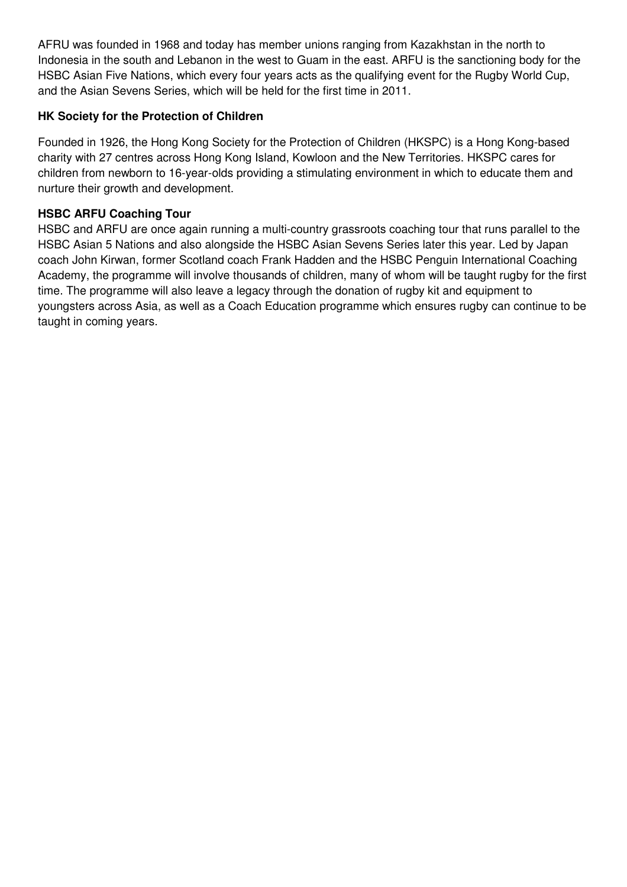AFRU was founded in 1968 and today has member unions ranging from Kazakhstan in the north to Indonesia in the south and Lebanon in the west to Guam in the east. ARFU is the sanctioning body for the HSBC Asian Five Nations, which every four years acts as the qualifying event for the Rugby World Cup, and the Asian Sevens Series, which will be held for the first time in 2011.

**HK Society for the Protection of Children**

Founded in 1926, the Hong Kong Society for the Protection of Children (HKSPC) is a Hong Kong-based charity with 27 centres across Hong Kong Island, Kowloon and the New Territories. HKSPC cares for children from newborn to 16-year-olds providing a stimulating environment in which to educate them and nurture their growth and development.

**HSBC ARFU Coaching Tour**

HSBC and ARFU are once again running a multi-country grassroots coaching tour that runs parallel to the HSBC Asian 5 Nations and also alongside the HSBC Asian Sevens Series later this year. Led by Japan coach John Kirwan, former Scotland coach Frank Hadden and the HSBC Penguin International Coaching Academy, the programme will involve thousands of children, many of whom will be taught rugby for the first time. The programme will also leave a legacy through the donation of rugby kit and equipment to youngsters across Asia, as well as a Coach Education programme which ensures rugby can continue to be taught in coming years.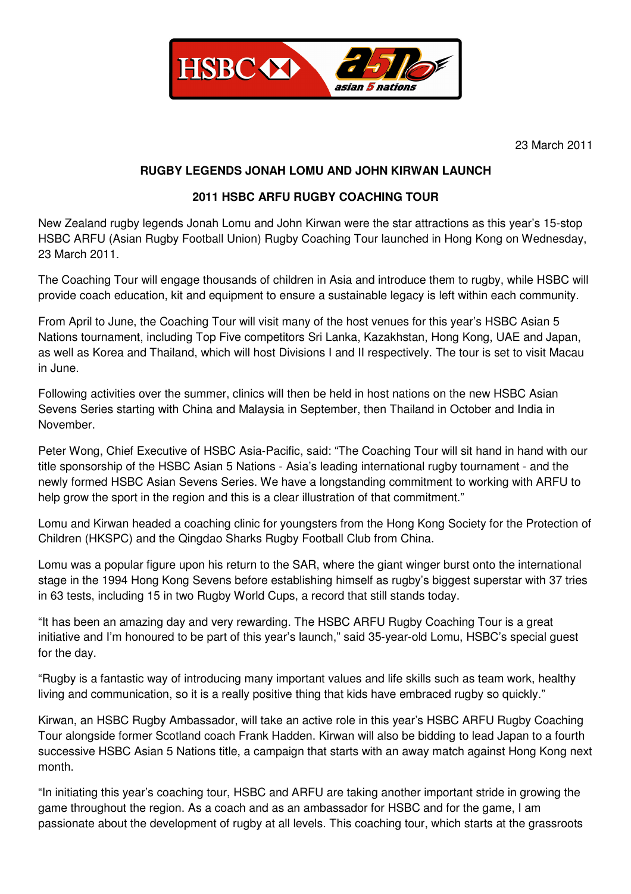23 March 2011

**RUGBY LEGENDS JONAH LOMU AND JOHN KIRWAN LAUNCH**

**2011 HSBC ARFU RUGBY COACHING TOUR**

New Zealand rugby legends Jonah Lomu and John Kirwan were the star attractions as this year's 15-stop HSBC ARFU (Asian Rugby Football Union) Rugby Coaching Tour launched in Hong Kong on Wednesday, 23 March 2011.

The Coaching Tour will engage thousands of children in Asia and introduce them to rugby, while HSBC will provide coach education, kit and equipment to ensure a sustainable legacy is left within each community.

From April to June, the Coaching Tour will visit many of the host venues for this year's HSBC Asian 5 Nations tournament, including Top Five competitors Sri Lanka, Kazakhstan, Hong Kong, UAE and Japan, as well as Korea and Thailand, which will host Divisions I and II respectively. The tour is set to visit Macau in June.

Following activities over the summer, clinics will then be held in host nations on the new HSBC Asian Sevens Series starting with China and Malaysia in September, then Thailand in October and India in November.

Peter Wong, Chief Executive of HSBC Asia-Pacific, said: "The Coaching Tour will sit hand in hand with our title sponsorship of the HSBC Asian 5 Nations - Asia's leading international rugby tournament - and the newly formed HSBC Asian Sevens Series. We have a longstanding commitment to working with ARFU to help grow the sport in the region and this is a clear illustration of that commitment."

Lomu and Kirwan headed a coaching clinic for youngsters from the Hong Kong Society for the Protection of Children (HKSPC) and the Qingdao Sharks Rugby Football Club from China.

Lomu was a popular figure upon his return to the SAR, where the giant winger burst onto the international stage in the 1994 Hong Kong Sevens before establishing himself as rugby's biggest superstar with 37 tries in 63 tests, including 15 in two Rugby World Cups, a record that still stands today.

"It has been an amazing day and very rewarding. The HSBC ARFU Rugby Coaching Tour is a great initiative and I'm honoured to be part of this year's launch," said 35-year-old Lomu, HSBC's special guest for the day.

"Rugby is a fantastic way of introducing many important values and life skills such as team work, healthy living and communication, so it is a really positive thing that kids have embraced rugby so quickly."

Kirwan, an HSBC Rugby Ambassador, will take an active role in this year's HSBC ARFU Rugby Coaching Tour alongside former Scotland coach Frank Hadden. Kirwan will also be bidding to lead Japan to a fourth successive HSBC Asian 5 Nations title, a campaign that starts with an away match against Hong Kong next month.

"In initiating this year's coaching tour, HSBC and ARFU are taking another important stride in growing the game throughout the region. As a coach and as an ambassador for HSBC and for the game, I am passionate about the development of rugby at all levels. This coaching tour, which starts at the grassroots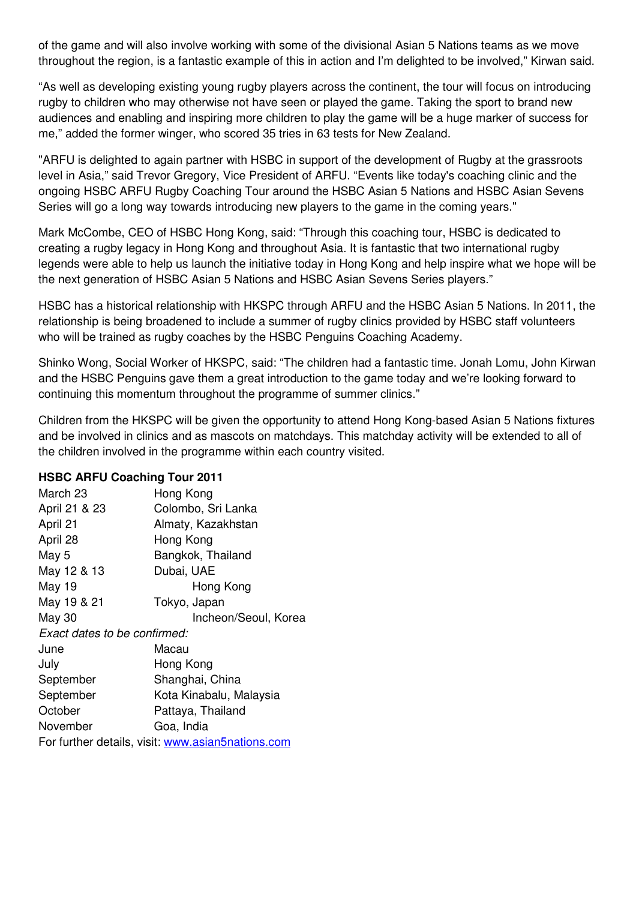of the game and will also involve working with some of the divisional Asian 5 Nations teams as we move throughout the region, is a fantastic example of this in action and I'm delighted to be involved," Kirwan said.

"As well as developing existing young rugby players across the continent, the tour will focus on introducing rugby to children who may otherwise not have seen or played the game. Taking the sport to brand new audiences and enabling and inspiring more children to play the game will be a huge marker of success for me," added the former winger, who scored 35 tries in 63 tests for New Zealand.

"ARFU is delighted to again partner with HSBC in support of the development of Rugby at the grassroots level in Asia," said Trevor Gregory, Vice President of ARFU. "Events like today's coaching clinic and the ongoing HSBC ARFU Rugby Coaching Tour around the HSBC Asian 5 Nations and HSBC Asian Sevens Series will go a long way towards introducing new players to the game in the coming years."

Mark McCombe, CEO of HSBC Hong Kong, said: "Through this coaching tour, HSBC is dedicated to creating a rugby legacy in Hong Kong and throughout Asia. It is fantastic that two international rugby legends were able to help us launch the initiative today in Hong Kong and help inspire what we hope will be the next generation of HSBC Asian 5 Nations and HSBC Asian Sevens Series players."

HSBC has a historical relationship with HKSPC through ARFU and the HSBC Asian 5 Nations. In 2011, the relationship is being broadened to include a summer of rugby clinics provided by HSBC staff volunteers who will be trained as rugby coaches by the HSBC Penguins Coaching Academy.

Shinko Wong, Social Worker of HKSPC, said: "The children had a fantastic time. Jonah Lomu, John Kirwan and the HSBC Penguins gave them a great introduction to the game today and we're looking forward to continuing this momentum throughout the programme of summer clinics."

Children from the HKSPC will be given the opportunity to attend Hong Kong-based Asian 5 Nations fixtures and be involved in clinics and as mascots on matchdays. This matchday activity will be extended to all of the children involved in the programme within each country visited.

**HSBC ARFU Coaching Tour 2011**

| | |
|---|---|
| March 23 | Hong Kong |
| April 21 & 23 | Colombo, Sri Lanka |
| April 21 | Almaty, Kazakhstan |
| April 28 | Hong Kong |
| May 5 | Bangkok, Thailand |
| May 12 & 13 | Dubai, UAE |
| May 19 | Hong Kong |
| May 19 & 21 | Tokyo, Japan |
| May 30 | Incheon/Seoul, Korea |
| *Exact dates to be confirmed:* | |
| June | Macau |
| July | Hong Kong |
| September | Shanghai, China |
| September | Kota Kinabalu, Malaysia |
| October | Pattaya, Thailand |
| November | Goa, India |

For further details, visit: www.asian5nations.com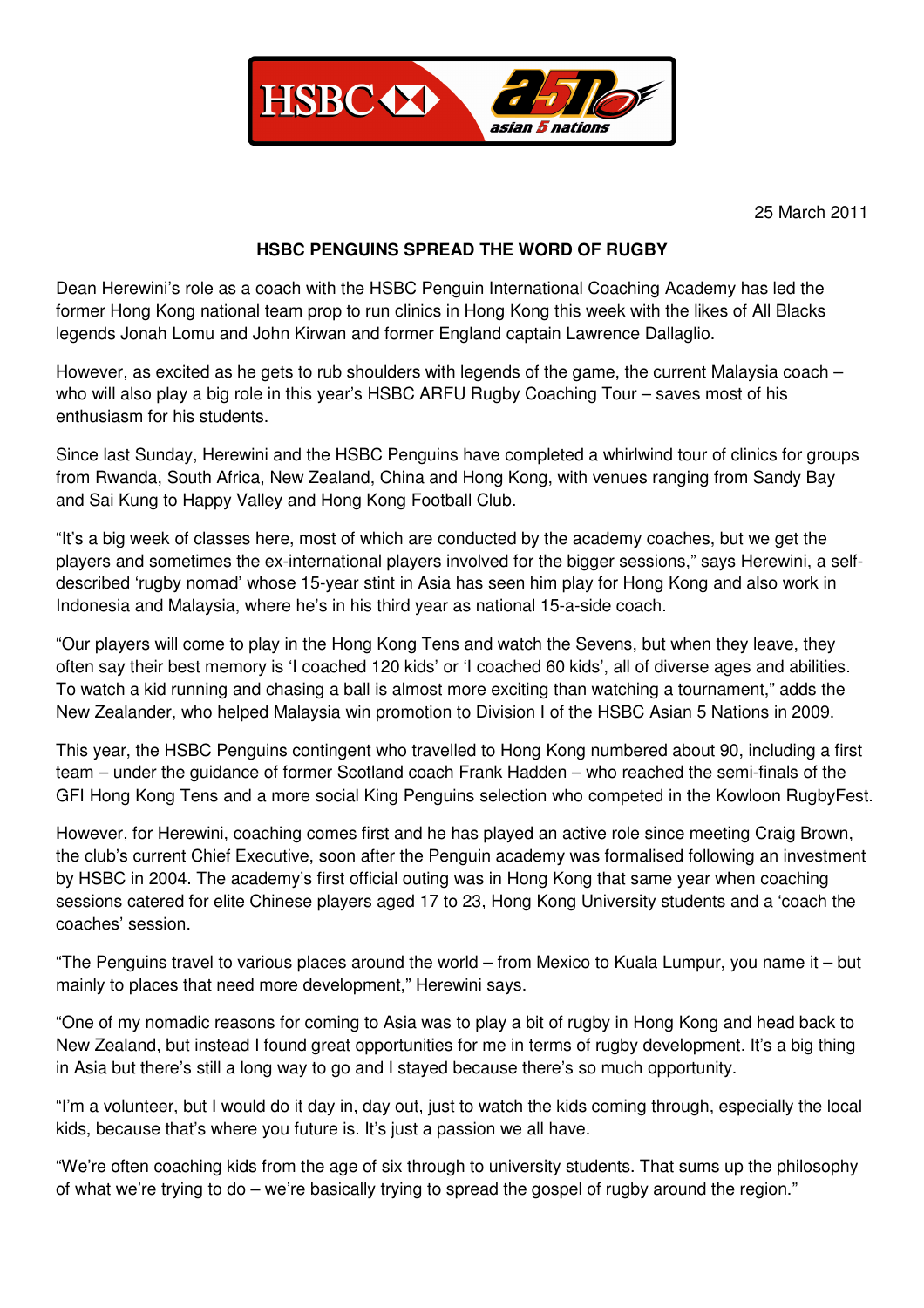25 March 2011

**HSBC PENGUINS SPREAD THE WORD OF RUGBY**

Dean Herewini's role as a coach with the HSBC Penguin International Coaching Academy has led the former Hong Kong national team prop to run clinics in Hong Kong this week with the likes of All Blacks legends Jonah Lomu and John Kirwan and former England captain Lawrence Dallaglio.

However, as excited as he gets to rub shoulders with legends of the game, the current Malaysia coach – who will also play a big role in this year's HSBC ARFU Rugby Coaching Tour – saves most of his enthusiasm for his students.

Since last Sunday, Herewini and the HSBC Penguins have completed a whirlwind tour of clinics for groups from Rwanda, South Africa, New Zealand, China and Hong Kong, with venues ranging from Sandy Bay and Sai Kung to Happy Valley and Hong Kong Football Club.

"It's a big week of classes here, most of which are conducted by the academy coaches, but we get the players and sometimes the ex-international players involved for the bigger sessions," says Herewini, a self-described 'rugby nomad' whose 15-year stint in Asia has seen him play for Hong Kong and also work in Indonesia and Malaysia, where he's in his third year as national 15-a-side coach.

"Our players will come to play in the Hong Kong Tens and watch the Sevens, but when they leave, they often say their best memory is 'I coached 120 kids' or 'I coached 60 kids', all of diverse ages and abilities. To watch a kid running and chasing a ball is almost more exciting than watching a tournament," adds the New Zealander, who helped Malaysia win promotion to Division I of the HSBC Asian 5 Nations in 2009.

This year, the HSBC Penguins contingent who travelled to Hong Kong numbered about 90, including a first team – under the guidance of former Scotland coach Frank Hadden – who reached the semi-finals of the GFI Hong Kong Tens and a more social King Penguins selection who competed in the Kowloon RugbyFest.

However, for Herewini, coaching comes first and he has played an active role since meeting Craig Brown, the club's current Chief Executive, soon after the Penguin academy was formalised following an investment by HSBC in 2004. The academy's first official outing was in Hong Kong that same year when coaching sessions catered for elite Chinese players aged 17 to 23, Hong Kong University students and a 'coach the coaches' session.

"The Penguins travel to various places around the world – from Mexico to Kuala Lumpur, you name it – but mainly to places that need more development," Herewini says.

"One of my nomadic reasons for coming to Asia was to play a bit of rugby in Hong Kong and head back to New Zealand, but instead I found great opportunities for me in terms of rugby development. It's a big thing in Asia but there's still a long way to go and I stayed because there's so much opportunity.

"I'm a volunteer, but I would do it day in, day out, just to watch the kids coming through, especially the local kids, because that's where you future is. It's just a passion we all have.

"We're often coaching kids from the age of six through to university students. That sums up the philosophy of what we're trying to do – we're basically trying to spread the gospel of rugby around the region."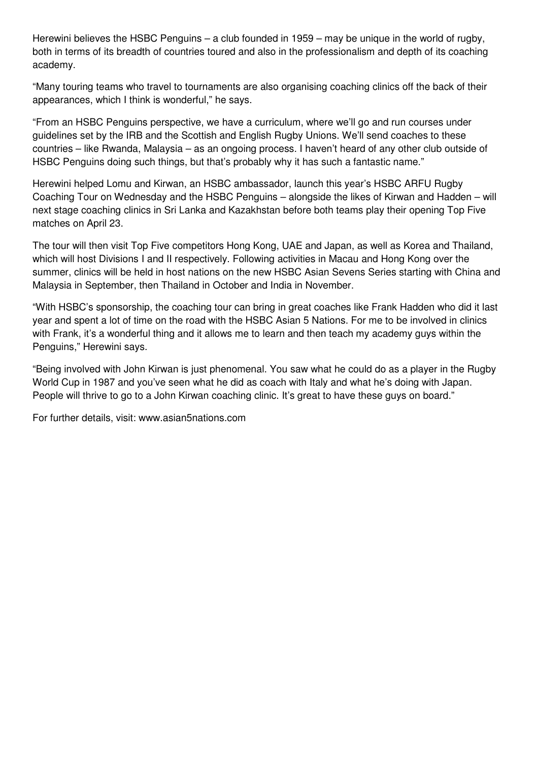Herewini believes the HSBC Penguins – a club founded in 1959 – may be unique in the world of rugby, both in terms of its breadth of countries toured and also in the professionalism and depth of its coaching academy.

“Many touring teams who travel to tournaments are also organising coaching clinics off the back of their appearances, which I think is wonderful,” he says.

“From an HSBC Penguins perspective, we have a curriculum, where we’ll go and run courses under guidelines set by the IRB and the Scottish and English Rugby Unions. We’ll send coaches to these countries – like Rwanda, Malaysia – as an ongoing process. I haven’t heard of any other club outside of HSBC Penguins doing such things, but that’s probably why it has such a fantastic name.”

Herewini helped Lomu and Kirwan, an HSBC ambassador, launch this year’s HSBC ARFU Rugby Coaching Tour on Wednesday and the HSBC Penguins – alongside the likes of Kirwan and Hadden – will next stage coaching clinics in Sri Lanka and Kazakhstan before both teams play their opening Top Five matches on April 23.

The tour will then visit Top Five competitors Hong Kong, UAE and Japan, as well as Korea and Thailand, which will host Divisions I and II respectively. Following activities in Macau and Hong Kong over the summer, clinics will be held in host nations on the new HSBC Asian Sevens Series starting with China and Malaysia in September, then Thailand in October and India in November.

“With HSBC’s sponsorship, the coaching tour can bring in great coaches like Frank Hadden who did it last year and spent a lot of time on the road with the HSBC Asian 5 Nations. For me to be involved in clinics with Frank, it’s a wonderful thing and it allows me to learn and then teach my academy guys within the Penguins,” Herewini says.

“Being involved with John Kirwan is just phenomenal. You saw what he could do as a player in the Rugby World Cup in 1987 and you’ve seen what he did as coach with Italy and what he’s doing with Japan. People will thrive to go to a John Kirwan coaching clinic. It’s great to have these guys on board.”

For further details, visit: www.asian5nations.com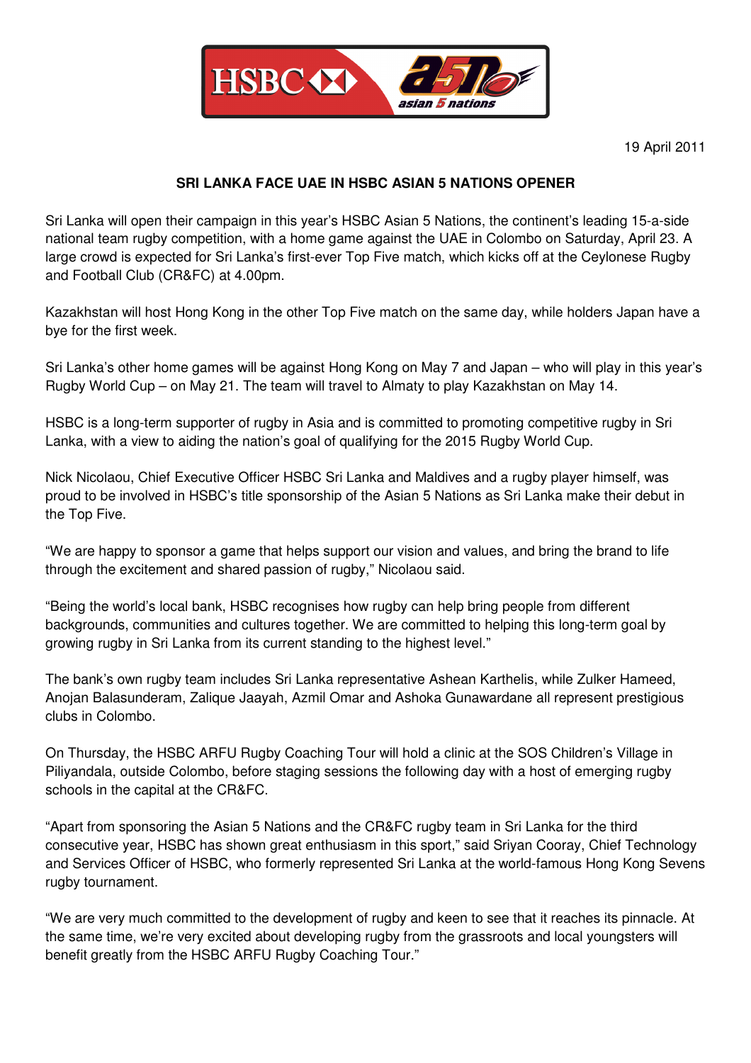19 April 2011

**SRI LANKA FACE UAE IN HSBC ASIAN 5 NATIONS OPENER**

Sri Lanka will open their campaign in this year's HSBC Asian 5 Nations, the continent's leading 15-a-side national team rugby competition, with a home game against the UAE in Colombo on Saturday, April 23. A large crowd is expected for Sri Lanka's first-ever Top Five match, which kicks off at the Ceylonese Rugby and Football Club (CR&FC) at 4.00pm.

Kazakhstan will host Hong Kong in the other Top Five match on the same day, while holders Japan have a bye for the first week.

Sri Lanka's other home games will be against Hong Kong on May 7 and Japan – who will play in this year's Rugby World Cup – on May 21. The team will travel to Almaty to play Kazakhstan on May 14.

HSBC is a long-term supporter of rugby in Asia and is committed to promoting competitive rugby in Sri Lanka, with a view to aiding the nation's goal of qualifying for the 2015 Rugby World Cup.

Nick Nicolaou, Chief Executive Officer HSBC Sri Lanka and Maldives and a rugby player himself, was proud to be involved in HSBC's title sponsorship of the Asian 5 Nations as Sri Lanka make their debut in the Top Five.

"We are happy to sponsor a game that helps support our vision and values, and bring the brand to life through the excitement and shared passion of rugby," Nicolaou said.

"Being the world's local bank, HSBC recognises how rugby can help bring people from different backgrounds, communities and cultures together. We are committed to helping this long-term goal by growing rugby in Sri Lanka from its current standing to the highest level."

The bank's own rugby team includes Sri Lanka representative Ashean Karthelis, while Zulker Hameed, Anojan Balasunderam, Zalique Jaayah, Azmil Omar and Ashoka Gunawardane all represent prestigious clubs in Colombo.

On Thursday, the HSBC ARFU Rugby Coaching Tour will hold a clinic at the SOS Children's Village in Piliyandala, outside Colombo, before staging sessions the following day with a host of emerging rugby schools in the capital at the CR&FC.

"Apart from sponsoring the Asian 5 Nations and the CR&FC rugby team in Sri Lanka for the third consecutive year, HSBC has shown great enthusiasm in this sport," said Sriyan Cooray, Chief Technology and Services Officer of HSBC, who formerly represented Sri Lanka at the world-famous Hong Kong Sevens rugby tournament.

"We are very much committed to the development of rugby and keen to see that it reaches its pinnacle. At the same time, we're very excited about developing rugby from the grassroots and local youngsters will benefit greatly from the HSBC ARFU Rugby Coaching Tour."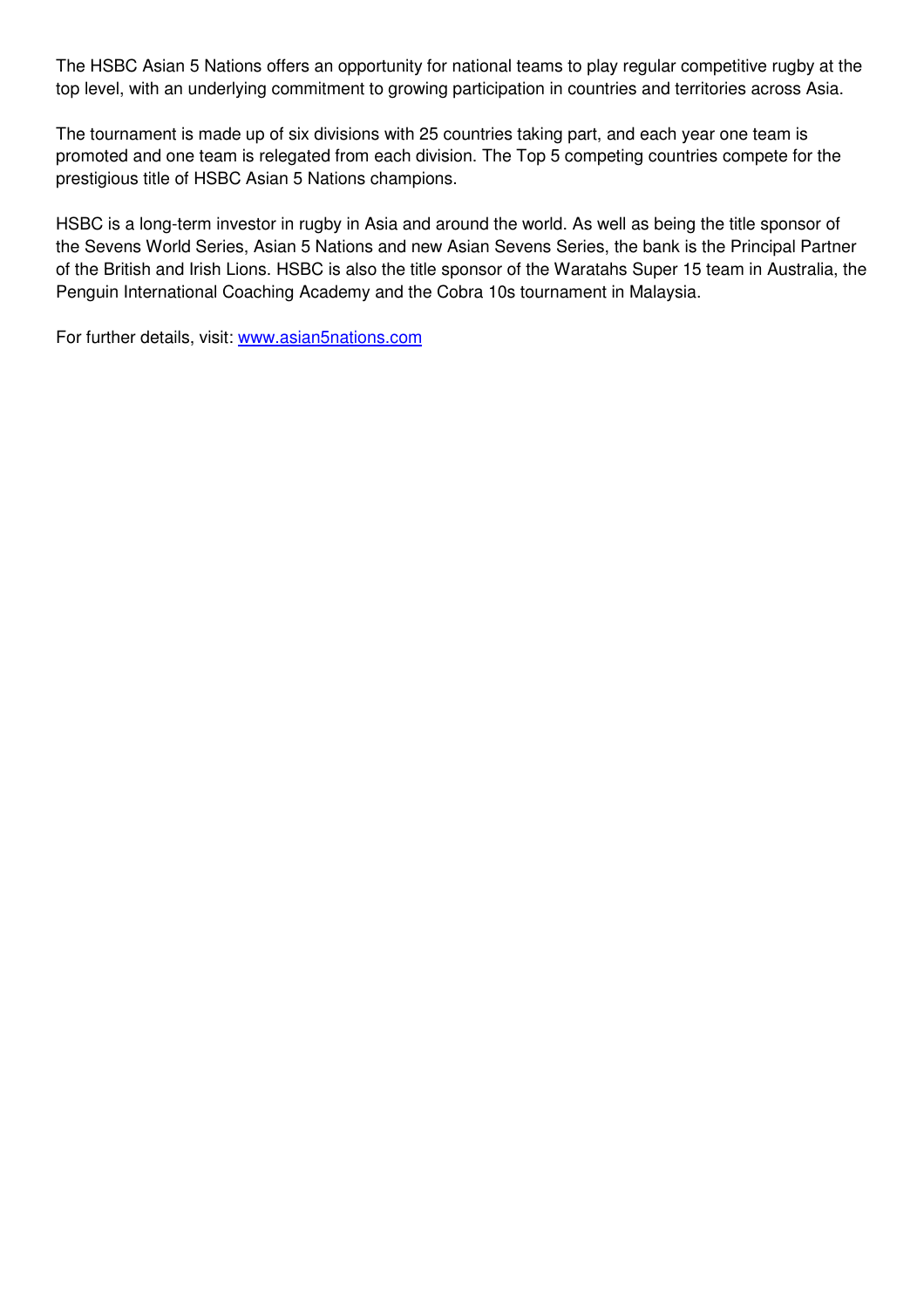The HSBC Asian 5 Nations offers an opportunity for national teams to play regular competitive rugby at the top level, with an underlying commitment to growing participation in countries and territories across Asia.

The tournament is made up of six divisions with 25 countries taking part, and each year one team is promoted and one team is relegated from each division. The Top 5 competing countries compete for the prestigious title of HSBC Asian 5 Nations champions.

HSBC is a long-term investor in rugby in Asia and around the world. As well as being the title sponsor of the Sevens World Series, Asian 5 Nations and new Asian Sevens Series, the bank is the Principal Partner of the British and Irish Lions. HSBC is also the title sponsor of the Waratahs Super 15 team in Australia, the Penguin International Coaching Academy and the Cobra 10s tournament in Malaysia.

For further details, visit: [www.asian5nations.com](http://www.asian5nations.com)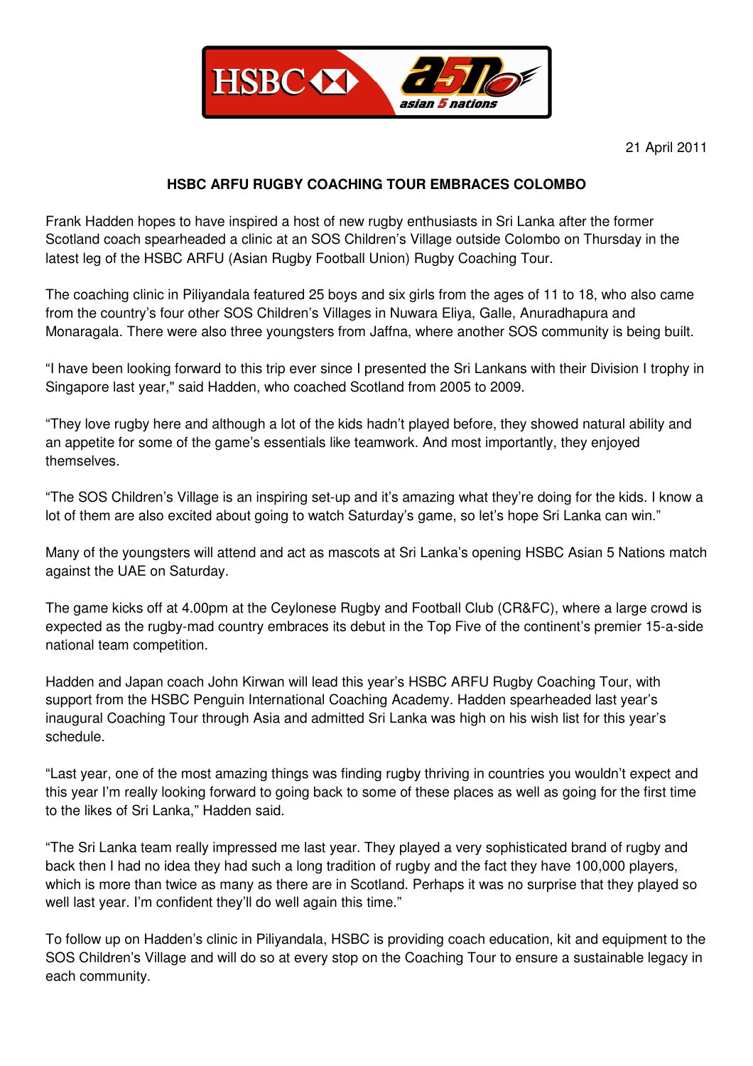21 April 2011

**HSBC ARFU RUGBY COACHING TOUR EMBRACES COLOMBO**

Frank Hadden hopes to have inspired a host of new rugby enthusiasts in Sri Lanka after the former Scotland coach spearheaded a clinic at an SOS Children's Village outside Colombo on Thursday in the latest leg of the HSBC ARFU (Asian Rugby Football Union) Rugby Coaching Tour.

The coaching clinic in Piliyandala featured 25 boys and six girls from the ages of 11 to 18, who also came from the country's four other SOS Children's Villages in Nuwara Eliya, Galle, Anuradhapura and Monaragala. There were also three youngsters from Jaffna, where another SOS community is being built.

"I have been looking forward to this trip ever since I presented the Sri Lankans with their Division I trophy in Singapore last year," said Hadden, who coached Scotland from 2005 to 2009.

"They love rugby here and although a lot of the kids hadn't played before, they showed natural ability and an appetite for some of the game's essentials like teamwork. And most importantly, they enjoyed themselves.

"The SOS Children's Village is an inspiring set-up and it's amazing what they're doing for the kids. I know a lot of them are also excited about going to watch Saturday's game, so let's hope Sri Lanka can win."

Many of the youngsters will attend and act as mascots at Sri Lanka's opening HSBC Asian 5 Nations match against the UAE on Saturday.

The game kicks off at 4.00pm at the Ceylonese Rugby and Football Club (CR&FC), where a large crowd is expected as the rugby-mad country embraces its debut in the Top Five of the continent's premier 15-a-side national team competition.

Hadden and Japan coach John Kirwan will lead this year's HSBC ARFU Rugby Coaching Tour, with support from the HSBC Penguin International Coaching Academy. Hadden spearheaded last year's inaugural Coaching Tour through Asia and admitted Sri Lanka was high on his wish list for this year's schedule.

"Last year, one of the most amazing things was finding rugby thriving in countries you wouldn't expect and this year I'm really looking forward to going back to some of these places as well as going for the first time to the likes of Sri Lanka," Hadden said.

"The Sri Lanka team really impressed me last year. They played a very sophisticated brand of rugby and back then I had no idea they had such a long tradition of rugby and the fact they have 100,000 players, which is more than twice as many as there are in Scotland. Perhaps it was no surprise that they played so well last year. I'm confident they'll do well again this time."

To follow up on Hadden's clinic in Piliyandala, HSBC is providing coach education, kit and equipment to the SOS Children's Village and will do so at every stop on the Coaching Tour to ensure a sustainable legacy in each community.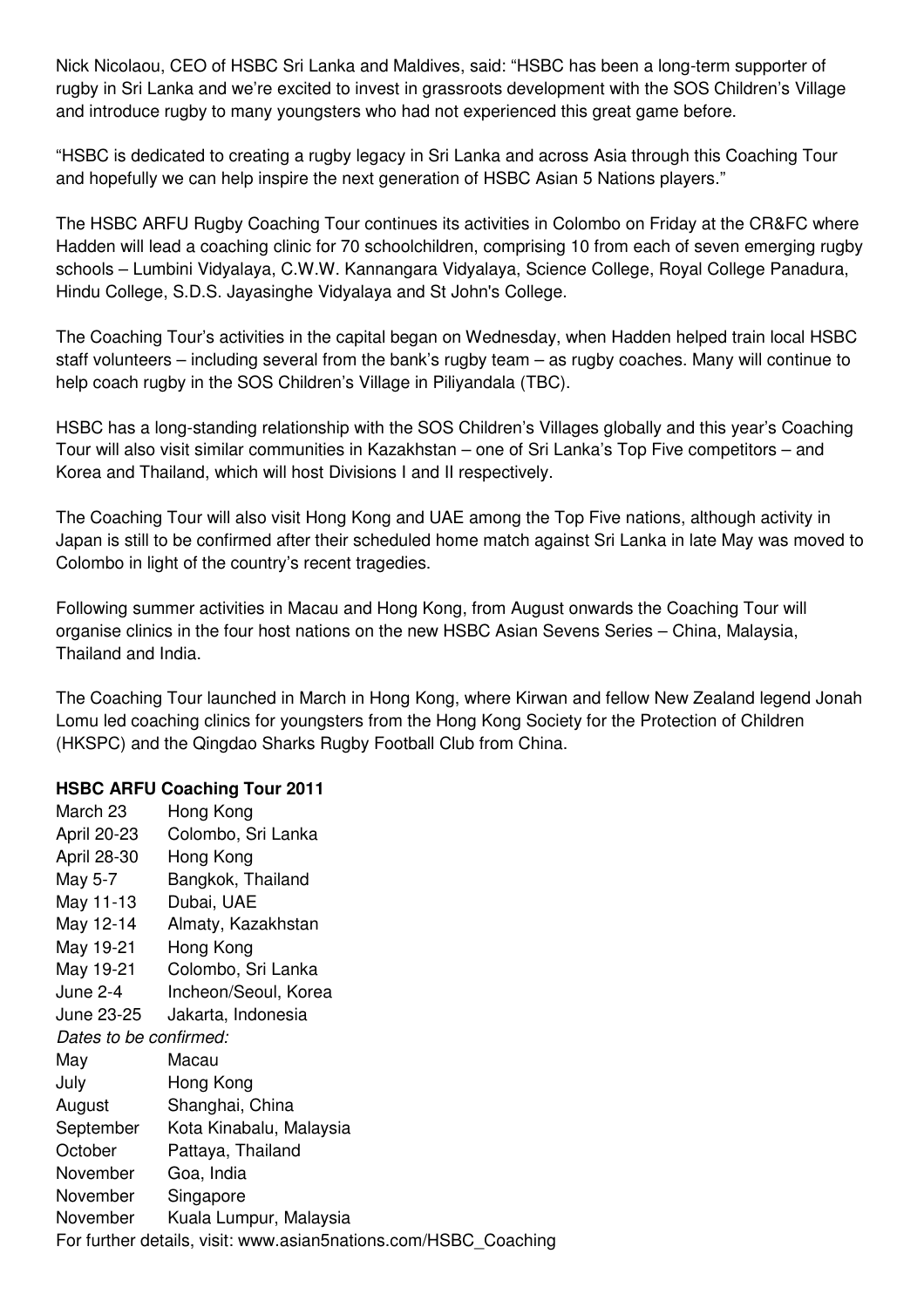Nick Nicolaou, CEO of HSBC Sri Lanka and Maldives, said: "HSBC has been a long-term supporter of rugby in Sri Lanka and we're excited to invest in grassroots development with the SOS Children's Village and introduce rugby to many youngsters who had not experienced this great game before.

"HSBC is dedicated to creating a rugby legacy in Sri Lanka and across Asia through this Coaching Tour and hopefully we can help inspire the next generation of HSBC Asian 5 Nations players."

The HSBC ARFU Rugby Coaching Tour continues its activities in Colombo on Friday at the CR&FC where Hadden will lead a coaching clinic for 70 schoolchildren, comprising 10 from each of seven emerging rugby schools – Lumbini Vidyalaya, C.W.W. Kannangara Vidyalaya, Science College, Royal College Panadura, Hindu College, S.D.S. Jayasinghe Vidyalaya and St John's College.

The Coaching Tour's activities in the capital began on Wednesday, when Hadden helped train local HSBC staff volunteers – including several from the bank's rugby team – as rugby coaches. Many will continue to help coach rugby in the SOS Children's Village in Piliyandala (TBC).

HSBC has a long-standing relationship with the SOS Children's Villages globally and this year's Coaching Tour will also visit similar communities in Kazakhstan – one of Sri Lanka's Top Five competitors – and Korea and Thailand, which will host Divisions I and II respectively.

The Coaching Tour will also visit Hong Kong and UAE among the Top Five nations, although activity in Japan is still to be confirmed after their scheduled home match against Sri Lanka in late May was moved to Colombo in light of the country's recent tragedies.

Following summer activities in Macau and Hong Kong, from August onwards the Coaching Tour will organise clinics in the four host nations on the new HSBC Asian Sevens Series – China, Malaysia, Thailand and India.

The Coaching Tour launched in March in Hong Kong, where Kirwan and fellow New Zealand legend Jonah Lomu led coaching clinics for youngsters from the Hong Kong Society for the Protection of Children (HKSPC) and the Qingdao Sharks Rugby Football Club from China.

**HSBC ARFU Coaching Tour 2011**

| | |
|---|---|
| March 23 | Hong Kong |
| April 20-23 | Colombo, Sri Lanka |
| April 28-30 | Hong Kong |
| May 5-7 | Bangkok, Thailand |
| May 11-13 | Dubai, UAE |
| May 12-14 | Almaty, Kazakhstan |
| May 19-21 | Hong Kong |
| May 19-21 | Colombo, Sri Lanka |
| June 2-4 | Incheon/Seoul, Korea |
| June 23-25 | Jakarta, Indonesia |
| *Dates to be confirmed:* | |
| May | Macau |
| July | Hong Kong |
| August | Shanghai, China |
| September | Kota Kinabalu, Malaysia |
| October | Pattaya, Thailand |
| November | Goa, India |
| November | Singapore |
| November | Kuala Lumpur, Malaysia |

For further details, visit: www.asian5nations.com/HSBC_Coaching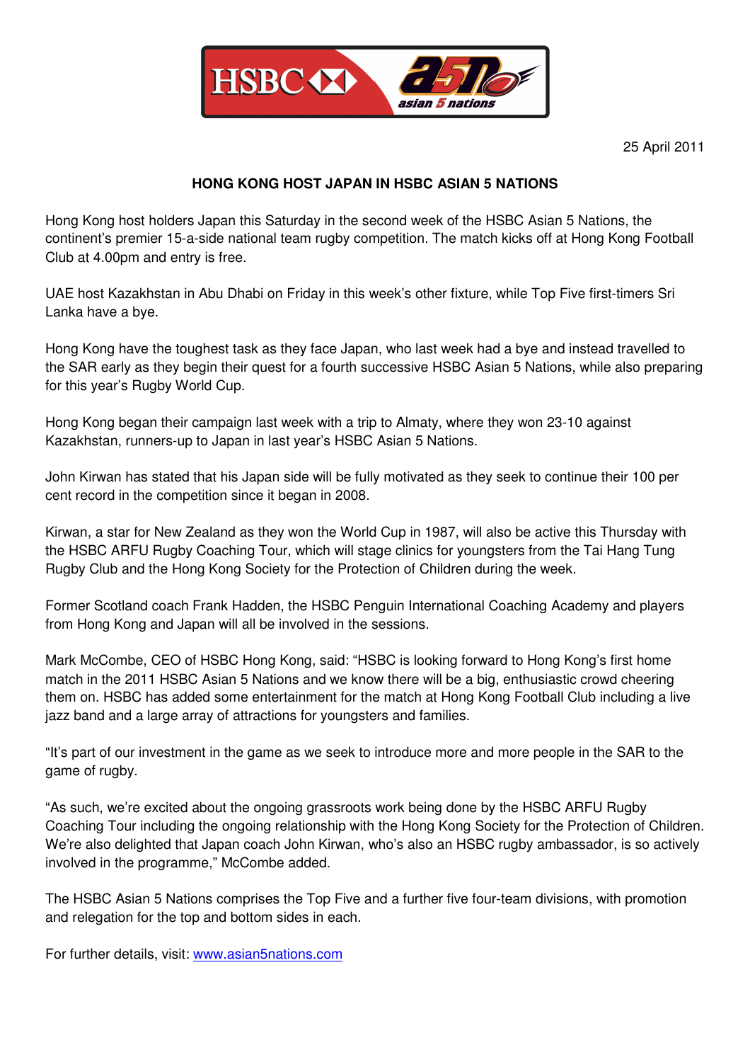25 April 2011

**HONG KONG HOST JAPAN IN HSBC ASIAN 5 NATIONS**

Hong Kong host holders Japan this Saturday in the second week of the HSBC Asian 5 Nations, the continent's premier 15-a-side national team rugby competition. The match kicks off at Hong Kong Football Club at 4.00pm and entry is free.

UAE host Kazakhstan in Abu Dhabi on Friday in this week's other fixture, while Top Five first-timers Sri Lanka have a bye.

Hong Kong have the toughest task as they face Japan, who last week had a bye and instead travelled to the SAR early as they begin their quest for a fourth successive HSBC Asian 5 Nations, while also preparing for this year's Rugby World Cup.

Hong Kong began their campaign last week with a trip to Almaty, where they won 23-10 against Kazakhstan, runners-up to Japan in last year's HSBC Asian 5 Nations.

John Kirwan has stated that his Japan side will be fully motivated as they seek to continue their 100 per cent record in the competition since it began in 2008.

Kirwan, a star for New Zealand as they won the World Cup in 1987, will also be active this Thursday with the HSBC ARFU Rugby Coaching Tour, which will stage clinics for youngsters from the Tai Hang Tung Rugby Club and the Hong Kong Society for the Protection of Children during the week.

Former Scotland coach Frank Hadden, the HSBC Penguin International Coaching Academy and players from Hong Kong and Japan will all be involved in the sessions.

Mark McCombe, CEO of HSBC Hong Kong, said: "HSBC is looking forward to Hong Kong's first home match in the 2011 HSBC Asian 5 Nations and we know there will be a big, enthusiastic crowd cheering them on. HSBC has added some entertainment for the match at Hong Kong Football Club including a live jazz band and a large array of attractions for youngsters and families.

"It's part of our investment in the game as we seek to introduce more and more people in the SAR to the game of rugby.

"As such, we're excited about the ongoing grassroots work being done by the HSBC ARFU Rugby Coaching Tour including the ongoing relationship with the Hong Kong Society for the Protection of Children. We're also delighted that Japan coach John Kirwan, who's also an HSBC rugby ambassador, is so actively involved in the programme," McCombe added.

The HSBC Asian 5 Nations comprises the Top Five and a further five four-team divisions, with promotion and relegation for the top and bottom sides in each.

For further details, visit: www.asian5nations.com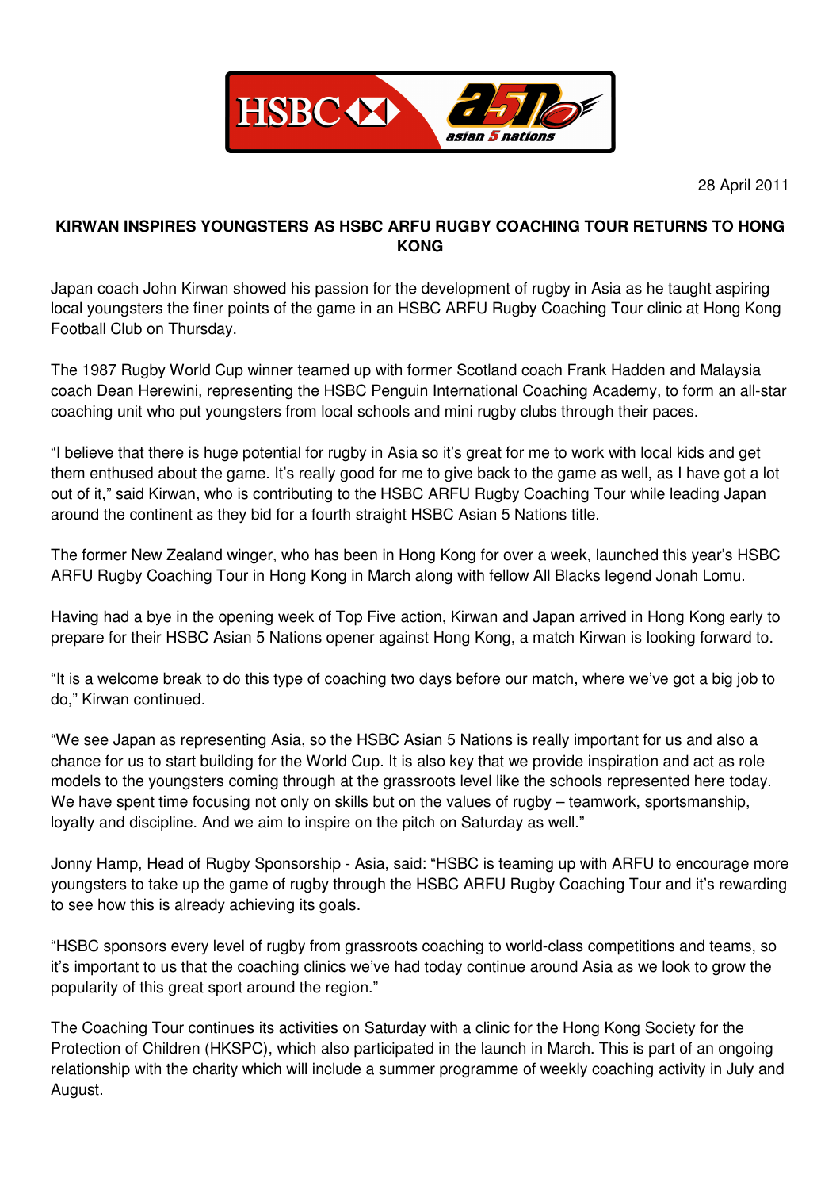28 April 2011

**KIRWAN INSPIRES YOUNGSTERS AS HSBC ARFU RUGBY COACHING TOUR RETURNS TO HONG KONG**

Japan coach John Kirwan showed his passion for the development of rugby in Asia as he taught aspiring local youngsters the finer points of the game in an HSBC ARFU Rugby Coaching Tour clinic at Hong Kong Football Club on Thursday.

The 1987 Rugby World Cup winner teamed up with former Scotland coach Frank Hadden and Malaysia coach Dean Herewini, representing the HSBC Penguin International Coaching Academy, to form an all-star coaching unit who put youngsters from local schools and mini rugby clubs through their paces.

"I believe that there is huge potential for rugby in Asia so it's great for me to work with local kids and get them enthused about the game. It's really good for me to give back to the game as well, as I have got a lot out of it," said Kirwan, who is contributing to the HSBC ARFU Rugby Coaching Tour while leading Japan around the continent as they bid for a fourth straight HSBC Asian 5 Nations title.

The former New Zealand winger, who has been in Hong Kong for over a week, launched this year's HSBC ARFU Rugby Coaching Tour in Hong Kong in March along with fellow All Blacks legend Jonah Lomu.

Having had a bye in the opening week of Top Five action, Kirwan and Japan arrived in Hong Kong early to prepare for their HSBC Asian 5 Nations opener against Hong Kong, a match Kirwan is looking forward to.

"It is a welcome break to do this type of coaching two days before our match, where we've got a big job to do," Kirwan continued.

"We see Japan as representing Asia, so the HSBC Asian 5 Nations is really important for us and also a chance for us to start building for the World Cup. It is also key that we provide inspiration and act as role models to the youngsters coming through at the grassroots level like the schools represented here today. We have spent time focusing not only on skills but on the values of rugby – teamwork, sportsmanship, loyalty and discipline. And we aim to inspire on the pitch on Saturday as well."

Jonny Hamp, Head of Rugby Sponsorship - Asia, said: "HSBC is teaming up with ARFU to encourage more youngsters to take up the game of rugby through the HSBC ARFU Rugby Coaching Tour and it's rewarding to see how this is already achieving its goals.

"HSBC sponsors every level of rugby from grassroots coaching to world-class competitions and teams, so it's important to us that the coaching clinics we've had today continue around Asia as we look to grow the popularity of this great sport around the region."

The Coaching Tour continues its activities on Saturday with a clinic for the Hong Kong Society for the Protection of Children (HKSPC), which also participated in the launch in March. This is part of an ongoing relationship with the charity which will include a summer programme of weekly coaching activity in July and August.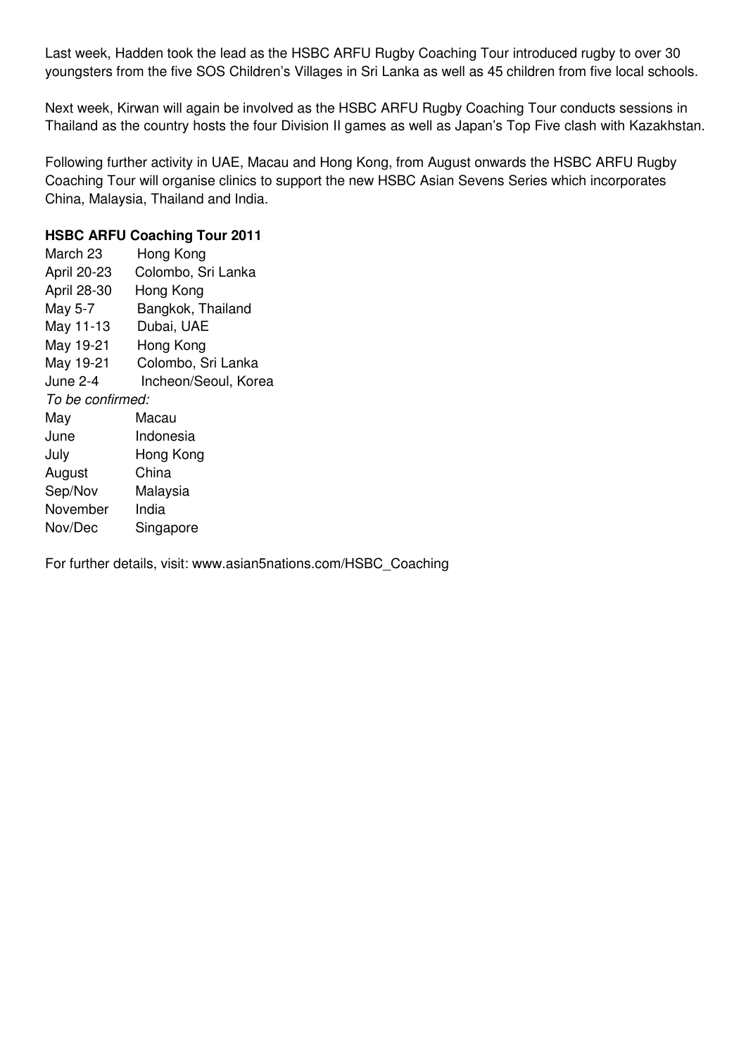Last week, Hadden took the lead as the HSBC ARFU Rugby Coaching Tour introduced rugby to over 30 youngsters from the five SOS Children's Villages in Sri Lanka as well as 45 children from five local schools.

Next week, Kirwan will again be involved as the HSBC ARFU Rugby Coaching Tour conducts sessions in Thailand as the country hosts the four Division II games as well as Japan's Top Five clash with Kazakhstan.

Following further activity in UAE, Macau and Hong Kong, from August onwards the HSBC ARFU Rugby Coaching Tour will organise clinics to support the new HSBC Asian Sevens Series which incorporates China, Malaysia, Thailand and India.

**HSBC ARFU Coaching Tour 2011**

| | |
|---|---|
| March 23 | Hong Kong |
| April 20-23 | Colombo, Sri Lanka |
| April 28-30 | Hong Kong |
| May 5-7 | Bangkok, Thailand |
| May 11-13 | Dubai, UAE |
| May 19-21 | Hong Kong |
| May 19-21 | Colombo, Sri Lanka |
| June 2-4 | Incheon/Seoul, Korea |
| *To be confirmed:* | |
| May | Macau |
| June | Indonesia |
| July | Hong Kong |
| August | China |
| Sep/Nov | Malaysia |
| November | India |
| Nov/Dec | Singapore |

For further details, visit: www.asian5nations.com/HSBC_Coaching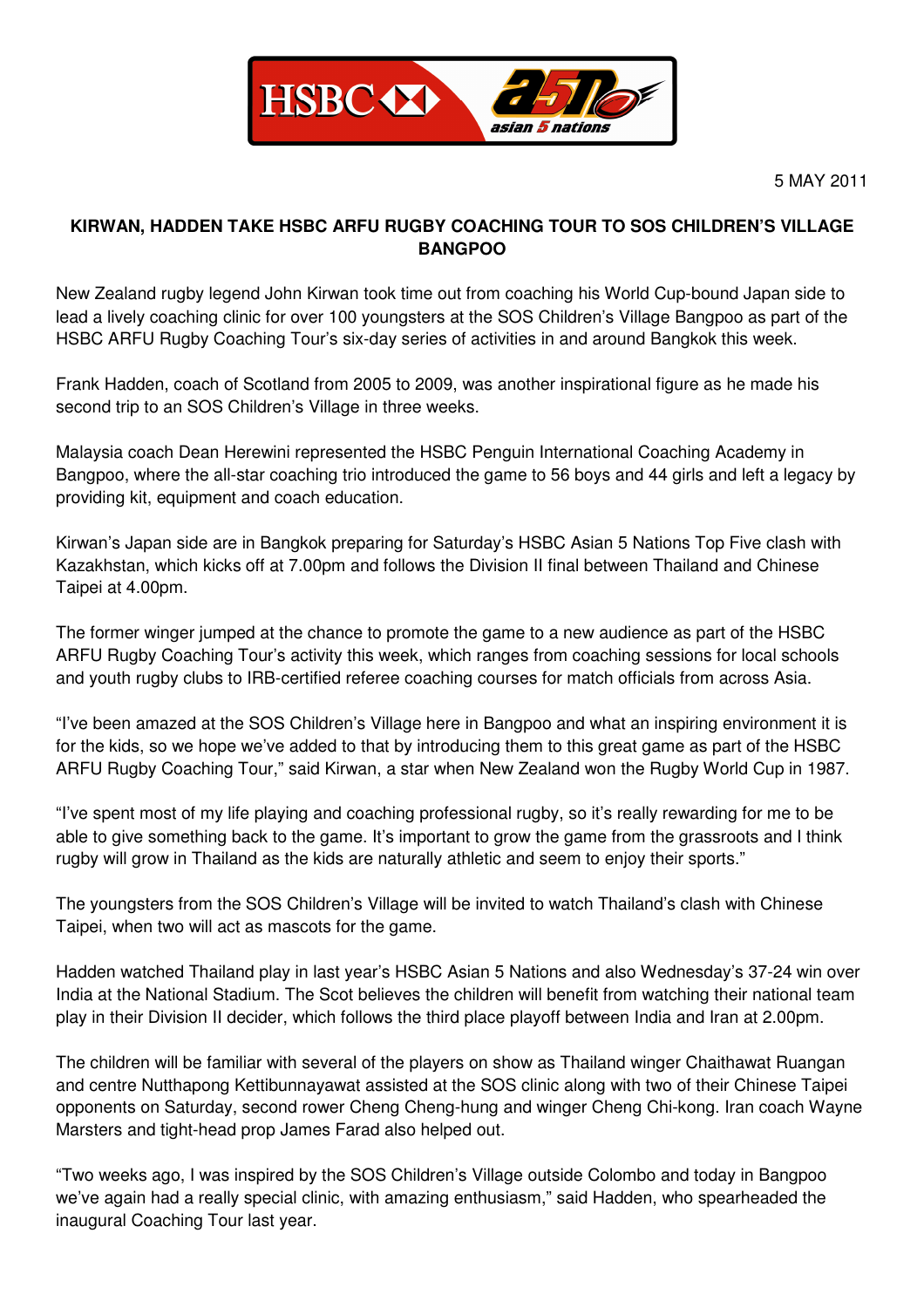5 MAY 2011

**KIRWAN, HADDEN TAKE HSBC ARFU RUGBY COACHING TOUR TO SOS CHILDREN'S VILLAGE BANGPOO**

New Zealand rugby legend John Kirwan took time out from coaching his World Cup-bound Japan side to lead a lively coaching clinic for over 100 youngsters at the SOS Children's Village Bangpoo as part of the HSBC ARFU Rugby Coaching Tour's six-day series of activities in and around Bangkok this week.

Frank Hadden, coach of Scotland from 2005 to 2009, was another inspirational figure as he made his second trip to an SOS Children's Village in three weeks.

Malaysia coach Dean Herewini represented the HSBC Penguin International Coaching Academy in Bangpoo, where the all-star coaching trio introduced the game to 56 boys and 44 girls and left a legacy by providing kit, equipment and coach education.

Kirwan's Japan side are in Bangkok preparing for Saturday's HSBC Asian 5 Nations Top Five clash with Kazakhstan, which kicks off at 7.00pm and follows the Division II final between Thailand and Chinese Taipei at 4.00pm.

The former winger jumped at the chance to promote the game to a new audience as part of the HSBC ARFU Rugby Coaching Tour's activity this week, which ranges from coaching sessions for local schools and youth rugby clubs to IRB-certified referee coaching courses for match officials from across Asia.

"I've been amazed at the SOS Children's Village here in Bangpoo and what an inspiring environment it is for the kids, so we hope we've added to that by introducing them to this great game as part of the HSBC ARFU Rugby Coaching Tour," said Kirwan, a star when New Zealand won the Rugby World Cup in 1987.

"I've spent most of my life playing and coaching professional rugby, so it's really rewarding for me to be able to give something back to the game. It's important to grow the game from the grassroots and I think rugby will grow in Thailand as the kids are naturally athletic and seem to enjoy their sports."

The youngsters from the SOS Children's Village will be invited to watch Thailand's clash with Chinese Taipei, when two will act as mascots for the game.

Hadden watched Thailand play in last year's HSBC Asian 5 Nations and also Wednesday's 37-24 win over India at the National Stadium. The Scot believes the children will benefit from watching their national team play in their Division II decider, which follows the third place playoff between India and Iran at 2.00pm.

The children will be familiar with several of the players on show as Thailand winger Chaithawat Ruangan and centre Nutthapong Kettibunnayawat assisted at the SOS clinic along with two of their Chinese Taipei opponents on Saturday, second rower Cheng Cheng-hung and winger Cheng Chi-kong. Iran coach Wayne Marsters and tight-head prop James Farad also helped out.

"Two weeks ago, I was inspired by the SOS Children's Village outside Colombo and today in Bangpoo we've again had a really special clinic, with amazing enthusiasm," said Hadden, who spearheaded the inaugural Coaching Tour last year.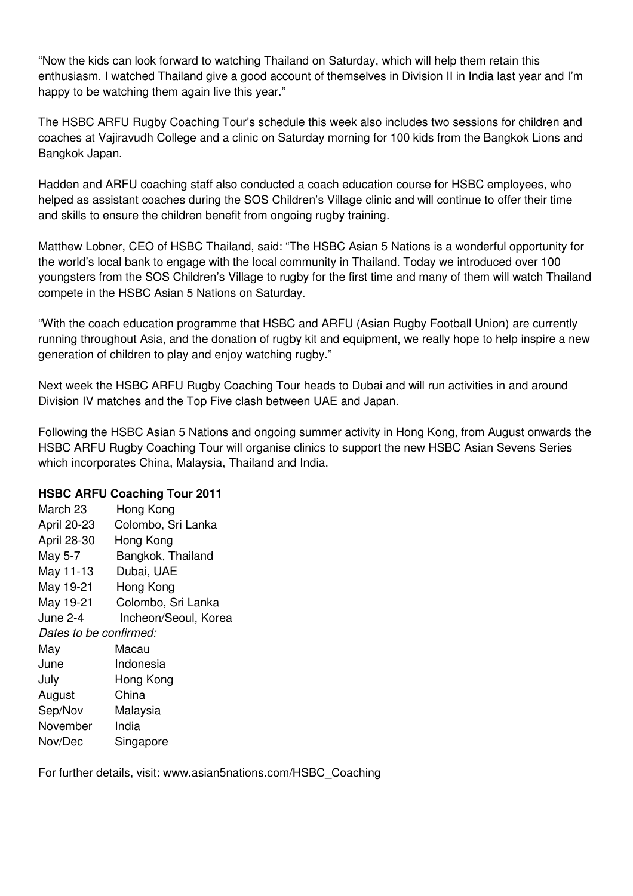"Now the kids can look forward to watching Thailand on Saturday, which will help them retain this enthusiasm. I watched Thailand give a good account of themselves in Division II in India last year and I'm happy to be watching them again live this year."

The HSBC ARFU Rugby Coaching Tour's schedule this week also includes two sessions for children and coaches at Vajiravudh College and a clinic on Saturday morning for 100 kids from the Bangkok Lions and Bangkok Japan.

Hadden and ARFU coaching staff also conducted a coach education course for HSBC employees, who helped as assistant coaches during the SOS Children's Village clinic and will continue to offer their time and skills to ensure the children benefit from ongoing rugby training.

Matthew Lobner, CEO of HSBC Thailand, said: "The HSBC Asian 5 Nations is a wonderful opportunity for the world's local bank to engage with the local community in Thailand. Today we introduced over 100 youngsters from the SOS Children's Village to rugby for the first time and many of them will watch Thailand compete in the HSBC Asian 5 Nations on Saturday.

"With the coach education programme that HSBC and ARFU (Asian Rugby Football Union) are currently running throughout Asia, and the donation of rugby kit and equipment, we really hope to help inspire a new generation of children to play and enjoy watching rugby."

Next week the HSBC ARFU Rugby Coaching Tour heads to Dubai and will run activities in and around Division IV matches and the Top Five clash between UAE and Japan.

Following the HSBC Asian 5 Nations and ongoing summer activity in Hong Kong, from August onwards the HSBC ARFU Rugby Coaching Tour will organise clinics to support the new HSBC Asian Sevens Series which incorporates China, Malaysia, Thailand and India.

**HSBC ARFU Coaching Tour 2011**

| | |
|---|---|
| March 23 | Hong Kong |
| April 20-23 | Colombo, Sri Lanka |
| April 28-30 | Hong Kong |
| May 5-7 | Bangkok, Thailand |
| May 11-13 | Dubai, UAE |
| May 19-21 | Hong Kong |
| May 19-21 | Colombo, Sri Lanka |
| June 2-4 | Incheon/Seoul, Korea |
| *Dates to be confirmed:* | |
| May | Macau |
| June | Indonesia |
| July | Hong Kong |
| August | China |
| Sep/Nov | Malaysia |
| November | India |
| Nov/Dec | Singapore |

For further details, visit: www.asian5nations.com/HSBC_Coaching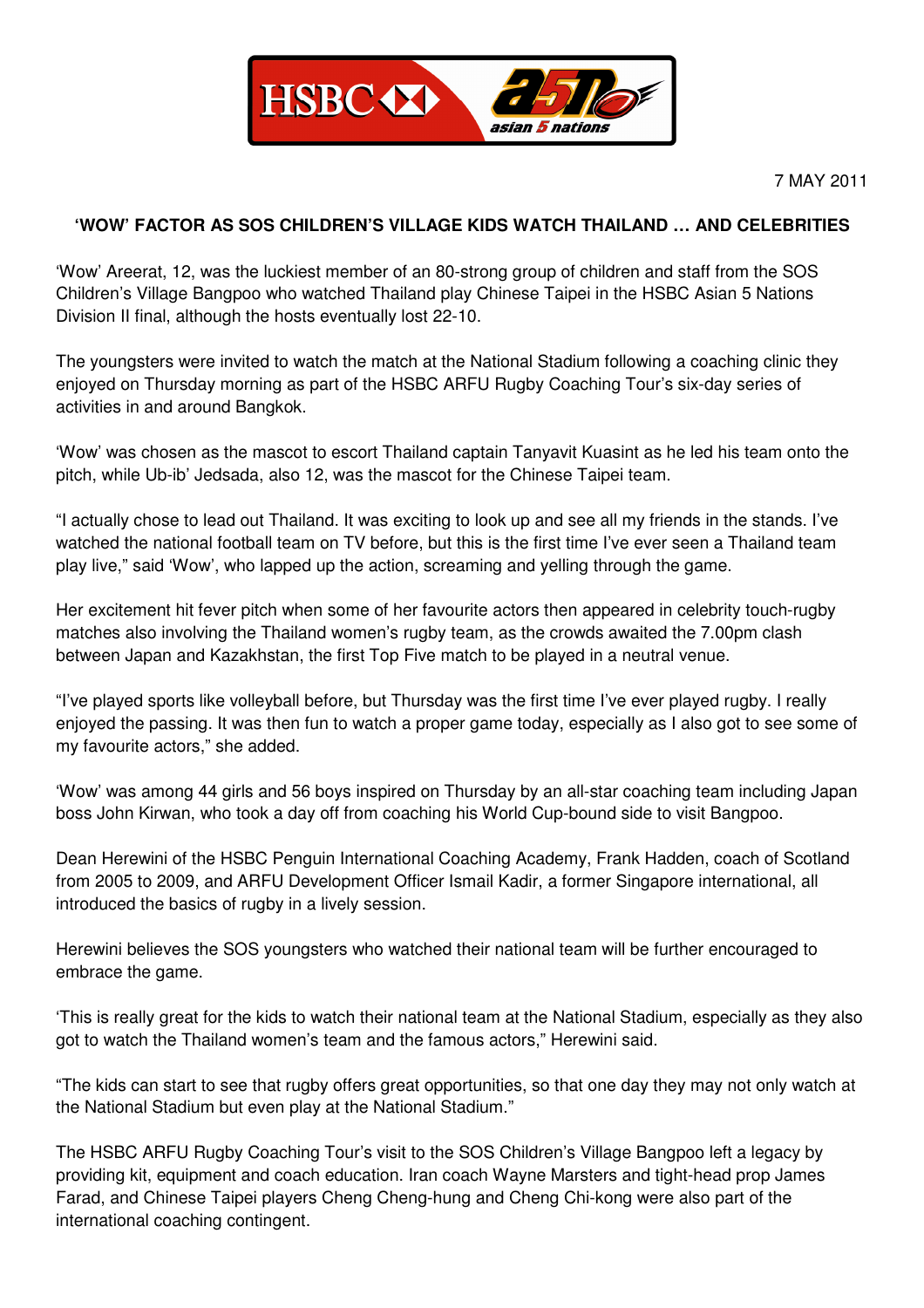7 MAY 2011

## 'WOW' FACTOR AS SOS CHILDREN'S VILLAGE KIDS WATCH THAILAND … AND CELEBRITIES

'Wow' Areerat, 12, was the luckiest member of an 80-strong group of children and staff from the SOS Children's Village Bangpoo who watched Thailand play Chinese Taipei in the HSBC Asian 5 Nations Division II final, although the hosts eventually lost 22-10.

The youngsters were invited to watch the match at the National Stadium following a coaching clinic they enjoyed on Thursday morning as part of the HSBC ARFU Rugby Coaching Tour's six-day series of activities in and around Bangkok.

'Wow' was chosen as the mascot to escort Thailand captain Tanyavit Kuasint as he led his team onto the pitch, while Ub-ib' Jedsada, also 12, was the mascot for the Chinese Taipei team.

"I actually chose to lead out Thailand. It was exciting to look up and see all my friends in the stands. I've watched the national football team on TV before, but this is the first time I've ever seen a Thailand team play live," said 'Wow', who lapped up the action, screaming and yelling through the game.

Her excitement hit fever pitch when some of her favourite actors then appeared in celebrity touch-rugby matches also involving the Thailand women's rugby team, as the crowds awaited the 7.00pm clash between Japan and Kazakhstan, the first Top Five match to be played in a neutral venue.

"I've played sports like volleyball before, but Thursday was the first time I've ever played rugby. I really enjoyed the passing. It was then fun to watch a proper game today, especially as I also got to see some of my favourite actors," she added.

'Wow' was among 44 girls and 56 boys inspired on Thursday by an all-star coaching team including Japan boss John Kirwan, who took a day off from coaching his World Cup-bound side to visit Bangpoo.

Dean Herewini of the HSBC Penguin International Coaching Academy, Frank Hadden, coach of Scotland from 2005 to 2009, and ARFU Development Officer Ismail Kadir, a former Singapore international, all introduced the basics of rugby in a lively session.

Herewini believes the SOS youngsters who watched their national team will be further encouraged to embrace the game.

'This is really great for the kids to watch their national team at the National Stadium, especially as they also got to watch the Thailand women's team and the famous actors," Herewini said.

"The kids can start to see that rugby offers great opportunities, so that one day they may not only watch at the National Stadium but even play at the National Stadium."

The HSBC ARFU Rugby Coaching Tour's visit to the SOS Children's Village Bangpoo left a legacy by providing kit, equipment and coach education. Iran coach Wayne Marsters and tight-head prop James Farad, and Chinese Taipei players Cheng Cheng-hung and Cheng Chi-kong were also part of the international coaching contingent.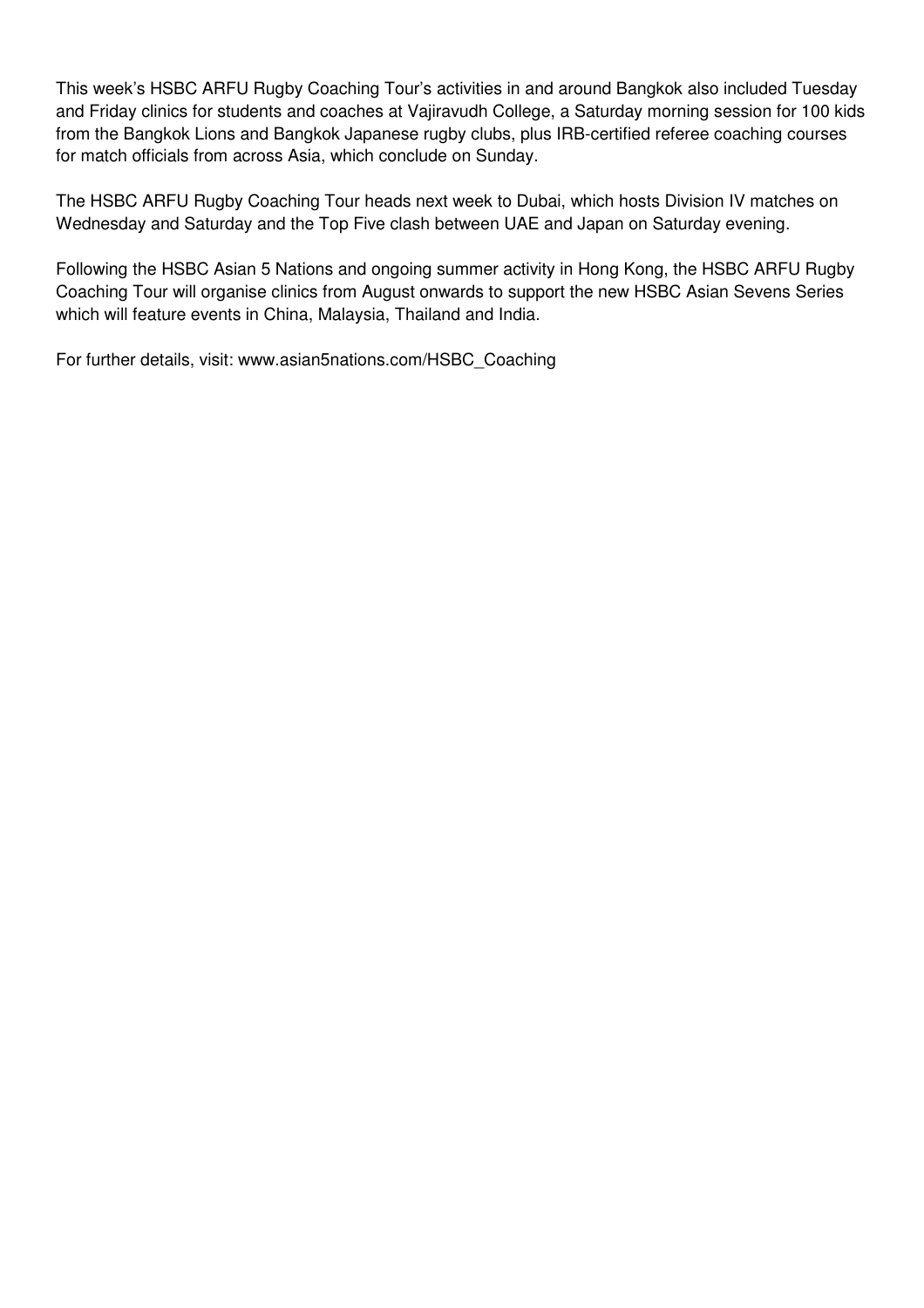This week's HSBC ARFU Rugby Coaching Tour's activities in and around Bangkok also included Tuesday and Friday clinics for students and coaches at Vajiravudh College, a Saturday morning session for 100 kids from the Bangkok Lions and Bangkok Japanese rugby clubs, plus IRB-certified referee coaching courses for match officials from across Asia, which conclude on Sunday.

The HSBC ARFU Rugby Coaching Tour heads next week to Dubai, which hosts Division IV matches on Wednesday and Saturday and the Top Five clash between UAE and Japan on Saturday evening.

Following the HSBC Asian 5 Nations and ongoing summer activity in Hong Kong, the HSBC ARFU Rugby Coaching Tour will organise clinics from August onwards to support the new HSBC Asian Sevens Series which will feature events in China, Malaysia, Thailand and India.

For further details, visit: www.asian5nations.com/HSBC_Coaching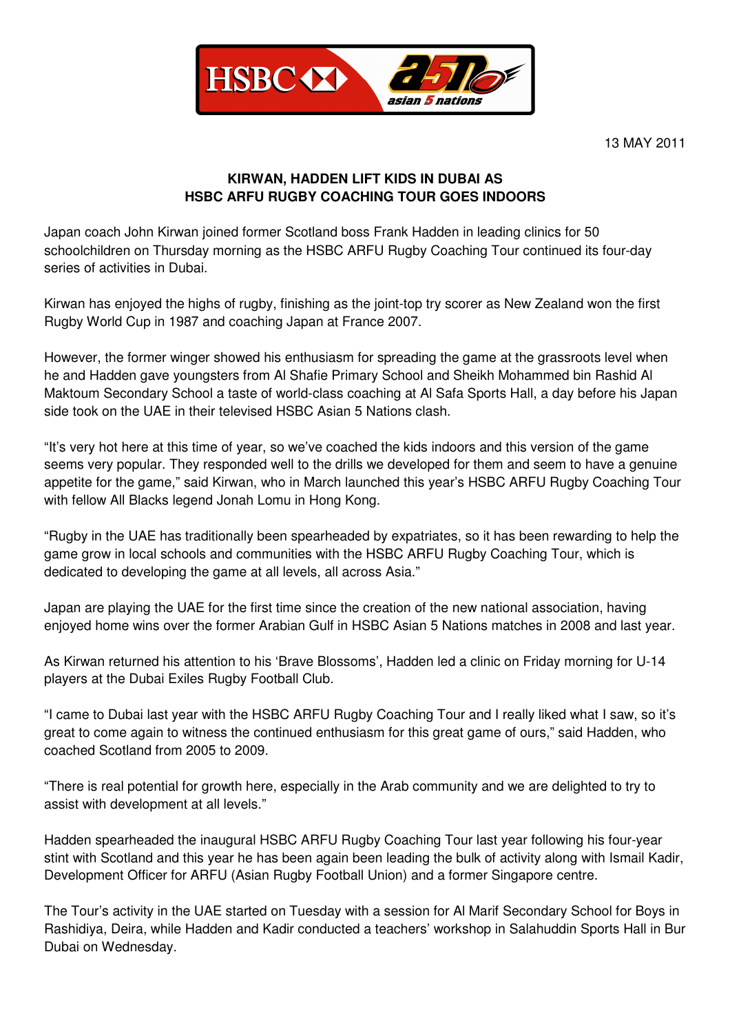13 MAY 2011

**KIRWAN, HADDEN LIFT KIDS IN DUBAI AS HSBC ARFU RUGBY COACHING TOUR GOES INDOORS**

Japan coach John Kirwan joined former Scotland boss Frank Hadden in leading clinics for 50 schoolchildren on Thursday morning as the HSBC ARFU Rugby Coaching Tour continued its four-day series of activities in Dubai.

Kirwan has enjoyed the highs of rugby, finishing as the joint-top try scorer as New Zealand won the first Rugby World Cup in 1987 and coaching Japan at France 2007.

However, the former winger showed his enthusiasm for spreading the game at the grassroots level when he and Hadden gave youngsters from Al Shafie Primary School and Sheikh Mohammed bin Rashid Al Maktoum Secondary School a taste of world-class coaching at Al Safa Sports Hall, a day before his Japan side took on the UAE in their televised HSBC Asian 5 Nations clash.

“It’s very hot here at this time of year, so we’ve coached the kids indoors and this version of the game seems very popular. They responded well to the drills we developed for them and seem to have a genuine appetite for the game,” said Kirwan, who in March launched this year’s HSBC ARFU Rugby Coaching Tour with fellow All Blacks legend Jonah Lomu in Hong Kong.

“Rugby in the UAE has traditionally been spearheaded by expatriates, so it has been rewarding to help the game grow in local schools and communities with the HSBC ARFU Rugby Coaching Tour, which is dedicated to developing the game at all levels, all across Asia.”

Japan are playing the UAE for the first time since the creation of the new national association, having enjoyed home wins over the former Arabian Gulf in HSBC Asian 5 Nations matches in 2008 and last year.

As Kirwan returned his attention to his ‘Brave Blossoms’, Hadden led a clinic on Friday morning for U-14 players at the Dubai Exiles Rugby Football Club.

“I came to Dubai last year with the HSBC ARFU Rugby Coaching Tour and I really liked what I saw, so it’s great to come again to witness the continued enthusiasm for this great game of ours,” said Hadden, who coached Scotland from 2005 to 2009.

“There is real potential for growth here, especially in the Arab community and we are delighted to try to assist with development at all levels.”

Hadden spearheaded the inaugural HSBC ARFU Rugby Coaching Tour last year following his four-year stint with Scotland and this year he has been again been leading the bulk of activity along with Ismail Kadir, Development Officer for ARFU (Asian Rugby Football Union) and a former Singapore centre.

The Tour’s activity in the UAE started on Tuesday with a session for Al Marif Secondary School for Boys in Rashidiya, Deira, while Hadden and Kadir conducted a teachers’ workshop in Salahuddin Sports Hall in Bur Dubai on Wednesday.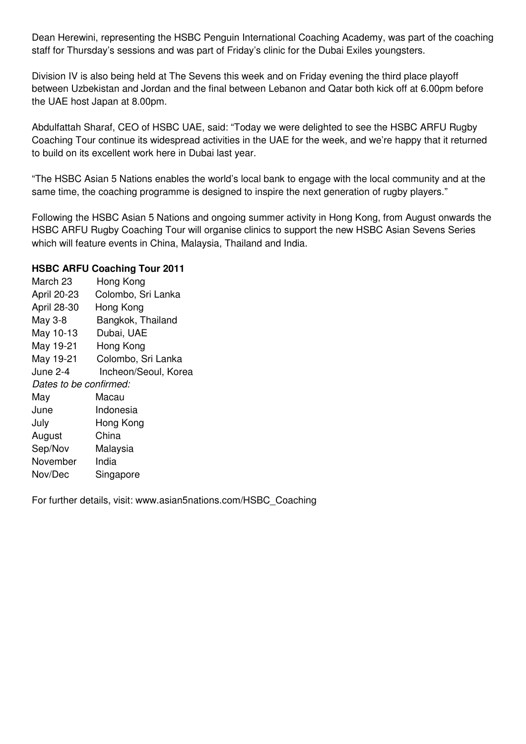Dean Herewini, representing the HSBC Penguin International Coaching Academy, was part of the coaching staff for Thursday's sessions and was part of Friday's clinic for the Dubai Exiles youngsters.

Division IV is also being held at The Sevens this week and on Friday evening the third place playoff between Uzbekistan and Jordan and the final between Lebanon and Qatar both kick off at 6.00pm before the UAE host Japan at 8.00pm.

Abdulfattah Sharaf, CEO of HSBC UAE, said: "Today we were delighted to see the HSBC ARFU Rugby Coaching Tour continue its widespread activities in the UAE for the week, and we're happy that it returned to build on its excellent work here in Dubai last year.

"The HSBC Asian 5 Nations enables the world's local bank to engage with the local community and at the same time, the coaching programme is designed to inspire the next generation of rugby players."

Following the HSBC Asian 5 Nations and ongoing summer activity in Hong Kong, from August onwards the HSBC ARFU Rugby Coaching Tour will organise clinics to support the new HSBC Asian Sevens Series which will feature events in China, Malaysia, Thailand and India.

**HSBC ARFU Coaching Tour 2011**

| | |
|---|---|
| March 23 | Hong Kong |
| April 20-23 | Colombo, Sri Lanka |
| April 28-30 | Hong Kong |
| May 3-8 | Bangkok, Thailand |
| May 10-13 | Dubai, UAE |
| May 19-21 | Hong Kong |
| May 19-21 | Colombo, Sri Lanka |
| June 2-4 | Incheon/Seoul, Korea |
| *Dates to be confirmed:* | |
| May | Macau |
| June | Indonesia |
| July | Hong Kong |
| August | China |
| Sep/Nov | Malaysia |
| November | India |
| Nov/Dec | Singapore |

For further details, visit: www.asian5nations.com/HSBC_Coaching